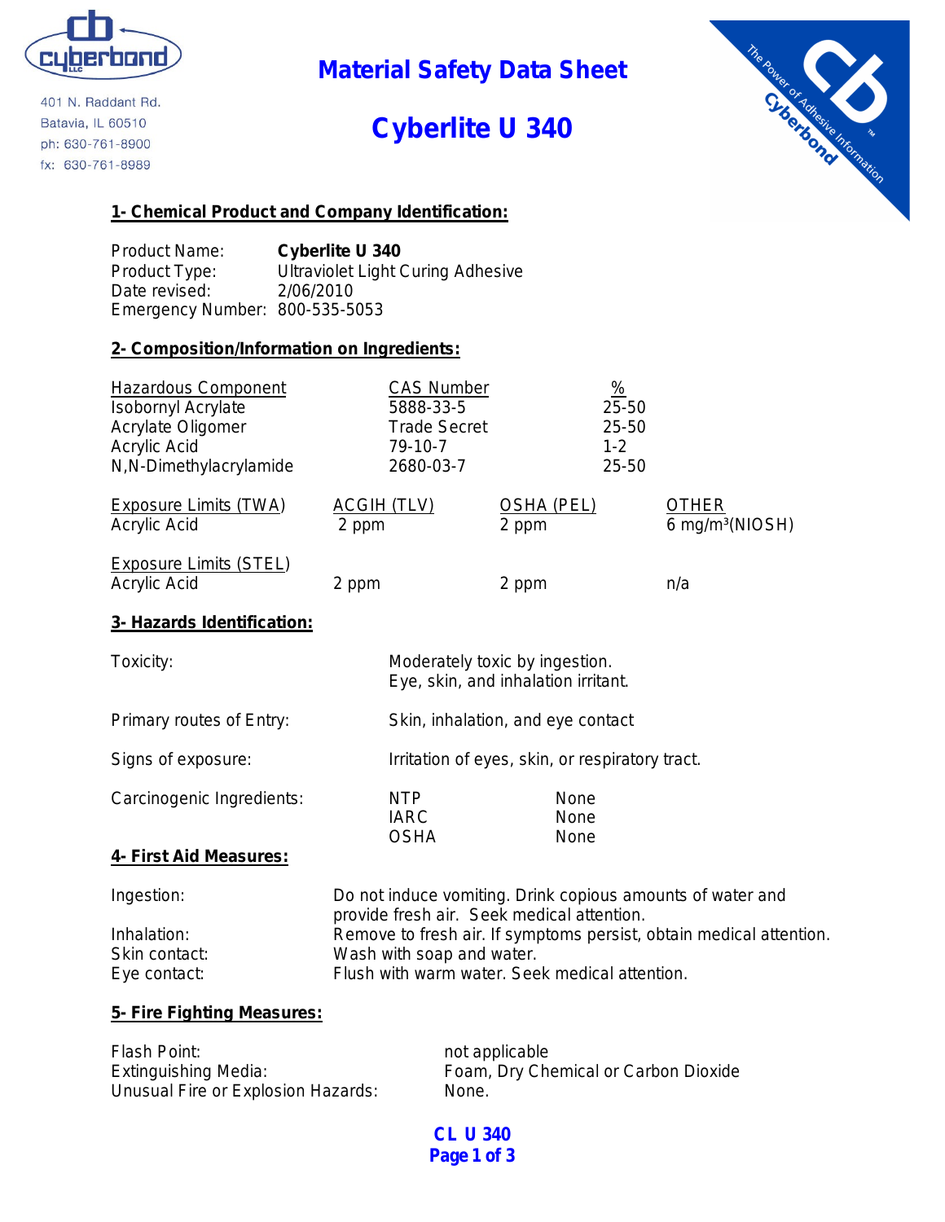401 N. Raddant Rd.
Batavia, IL 60510
ph: 630-761-8900
fx: 630-761-8989

# Material Safety Data Sheet

# Cyberlite U 340

## 1- Chemical Product and Company Identification:

| | |
|---|---|
| Product Name: | **Cyberlite U 340** |
| Product Type: | Ultraviolet Light Curing Adhesive |
| Date revised: | 2/06/2010 |
| Emergency Number: | 800-535-5053 |

## 2- Composition/Information on Ingredients:

| Hazardous Component | CAS Number | % |
|---|---|---|
| Isobornyl Acrylate | 5888-33-5 | 25-50 |
| Acrylate Oligomer | Trade Secret | 25-50 |
| Acrylic Acid | 79-10-7 | 1-2 |
| N,N-Dimethylacrylamide | 2680-03-7 | 25-50 |

| Exposure Limits (TWA) | ACGIH (TLV) | OSHA (PEL) | OTHER |
|---|---|---|---|
| Acrylic Acid | 2 ppm | 2 ppm | 6 mg/m³(NIOSH) |

| Exposure Limits (STEL) | | | |
|---|---|---|---|
| Acrylic Acid | 2 ppm | 2 ppm | n/a |

## 3- Hazards Identification:

| | |
|---|---|
| Toxicity: | Moderately toxic by ingestion. Eye, skin, and inhalation irritant. |
| Primary routes of Entry: | Skin, inhalation, and eye contact |
| Signs of exposure: | Irritation of eyes, skin, or respiratory tract. |

| Carcinogenic Ingredients: | | |
|---|---|---|
| | NTP | None |
| | IARC | None |
| | OSHA | None |

## 4- First Aid Measures:

| | |
|---|---|
| Ingestion: | Do not induce vomiting. Drink copious amounts of water and provide fresh air. Seek medical attention. |
| Inhalation: | Remove to fresh air. If symptoms persist, obtain medical attention. |
| Skin contact: | Wash with soap and water. |
| Eye contact: | Flush with warm water. Seek medical attention. |

## 5- Fire Fighting Measures:

| | |
|---|---|
| Flash Point: | not applicable |
| Extinguishing Media: | Foam, Dry Chemical or Carbon Dioxide |
| Unusual Fire or Explosion Hazards: | None. |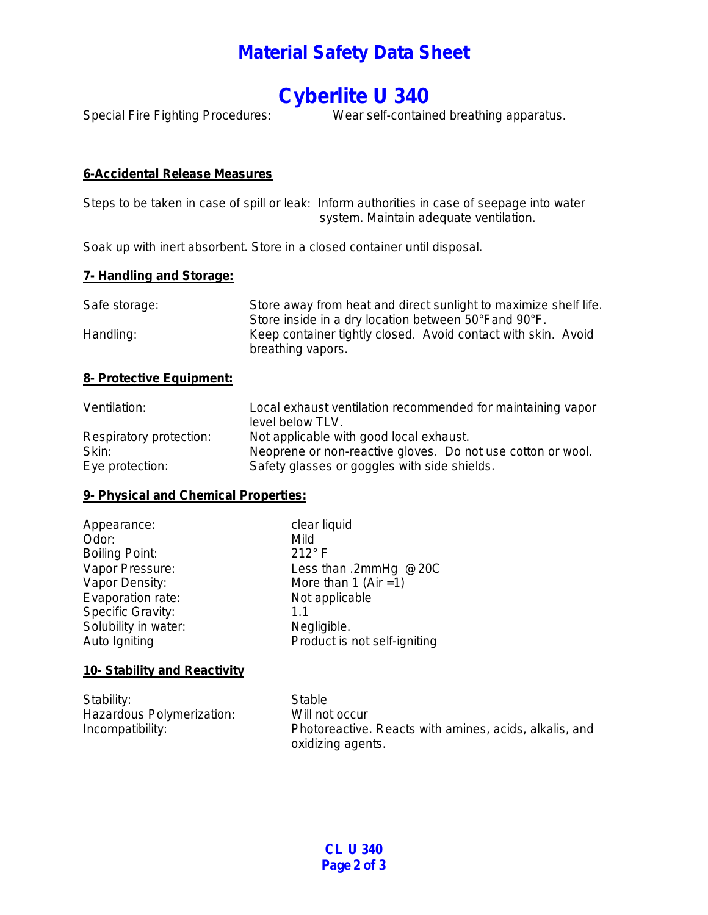# Material Safety Data Sheet

# Cyberlite U 340

Special Fire Fighting Procedures: Wear self-contained breathing apparatus.

**6-Accidental Release Measures**

Steps to be taken in case of spill or leak: Inform authorities in case of seepage into water system. Maintain adequate ventilation.

Soak up with inert absorbent. Store in a closed container until disposal.

**7- Handling and Storage:**

| | |
|---|---|
| Safe storage: | Store away from heat and direct sunlight to maximize shelf life. Store inside in a dry location between 50°F and 90°F. |
| Handling: | Keep container tightly closed. Avoid contact with skin. Avoid breathing vapors. |

**8- Protective Equipment:**

| | |
|---|---|
| Ventilation: | Local exhaust ventilation recommended for maintaining vapor level below TLV. |
| Respiratory protection: | Not applicable with good local exhaust. |
| Skin: | Neoprene or non-reactive gloves. Do not use cotton or wool. |
| Eye protection: | Safety glasses or goggles with side shields. |

**9- Physical and Chemical Properties:**

| | |
|---|---|
| Appearance: | clear liquid |
| Odor: | Mild |
| Boiling Point: | 212° F |
| Vapor Pressure: | Less than .2mmHg @20C |
| Vapor Density: | More than 1 (Air =1) |
| Evaporation rate: | Not applicable |
| Specific Gravity: | 1.1 |
| Solubility in water: | Negligible. |
| Auto Igniting | Product is not self-igniting |

**10- Stability and Reactivity**

| | |
|---|---|
| Stability: | Stable |
| Hazardous Polymerization: | Will not occur |
| Incompatibility: | Photoreactive. Reacts with amines, acids, alkalis, and oxidizing agents. |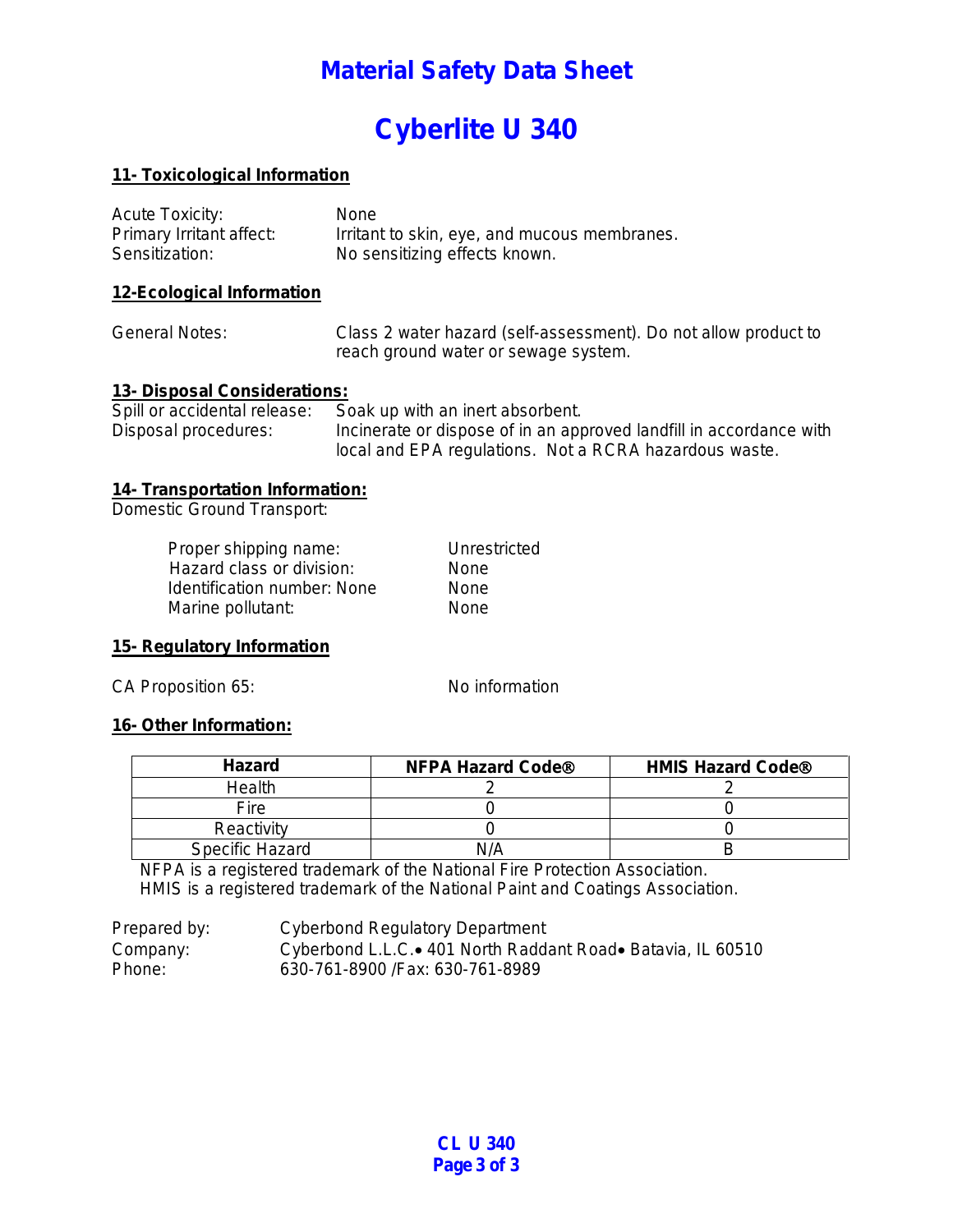# Material Safety Data Sheet

# Cyberlite U 340

## 11- Toxicological Information

Acute Toxicity: None
Primary Irritant affect: Irritant to skin, eye, and mucous membranes.
Sensitization: No sensitizing effects known.

## 12-Ecological Information

General Notes: Class 2 water hazard (self-assessment). Do not allow product to reach ground water or sewage system.

## 13- Disposal Considerations:

Spill or accidental release: Soak up with an inert absorbent.
Disposal procedures: Incinerate or dispose of in an approved landfill in accordance with local and EPA regulations. Not a RCRA hazardous waste.

## 14- Transportation Information:

Domestic Ground Transport:

Proper shipping name: Unrestricted
Hazard class or division: None
Identification number: None None
Marine pollutant: None

## 15- Regulatory Information

CA Proposition 65: No information

## 16- Other Information:

| Hazard | NFPA Hazard Code® | HMIS Hazard Code® |
|---|---|---|
| Health | 2 | 2 |
| Fire | 0 | 0 |
| Reactivity | 0 | 0 |
| Specific Hazard | N/A | B |

NFPA is a registered trademark of the National Fire Protection Association.
HMIS is a registered trademark of the National Paint and Coatings Association.

Prepared by: Cyberbond Regulatory Department
Company: Cyberbond L.L.C.• 401 North Raddant Road• Batavia, IL 60510
Phone: 630-761-8900 /Fax: 630-761-8989